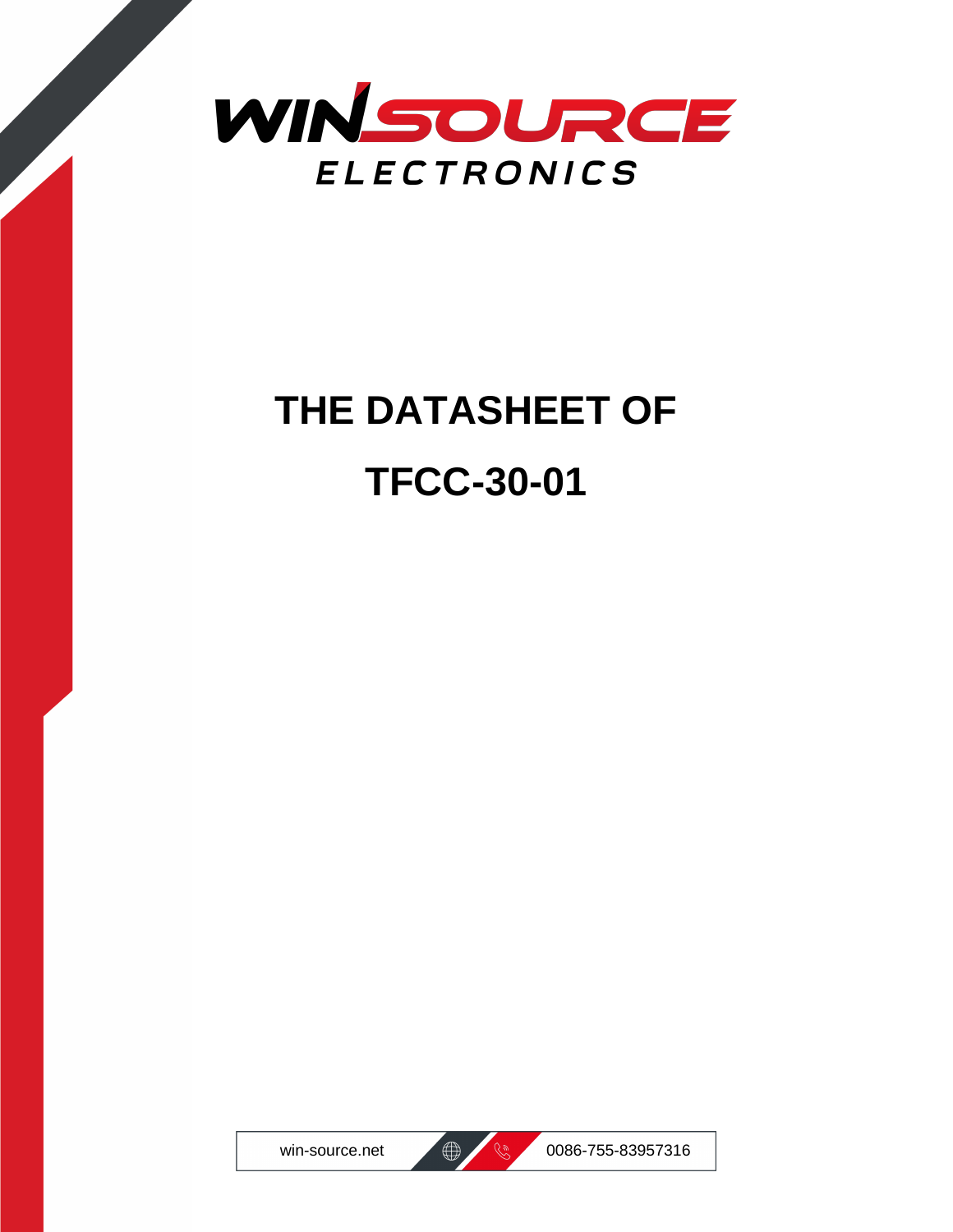WINSOURCE

ELECTRONICS

# THE DATASHEET OF

# TFCC-30-01

win-source.net | 0086-755-83957316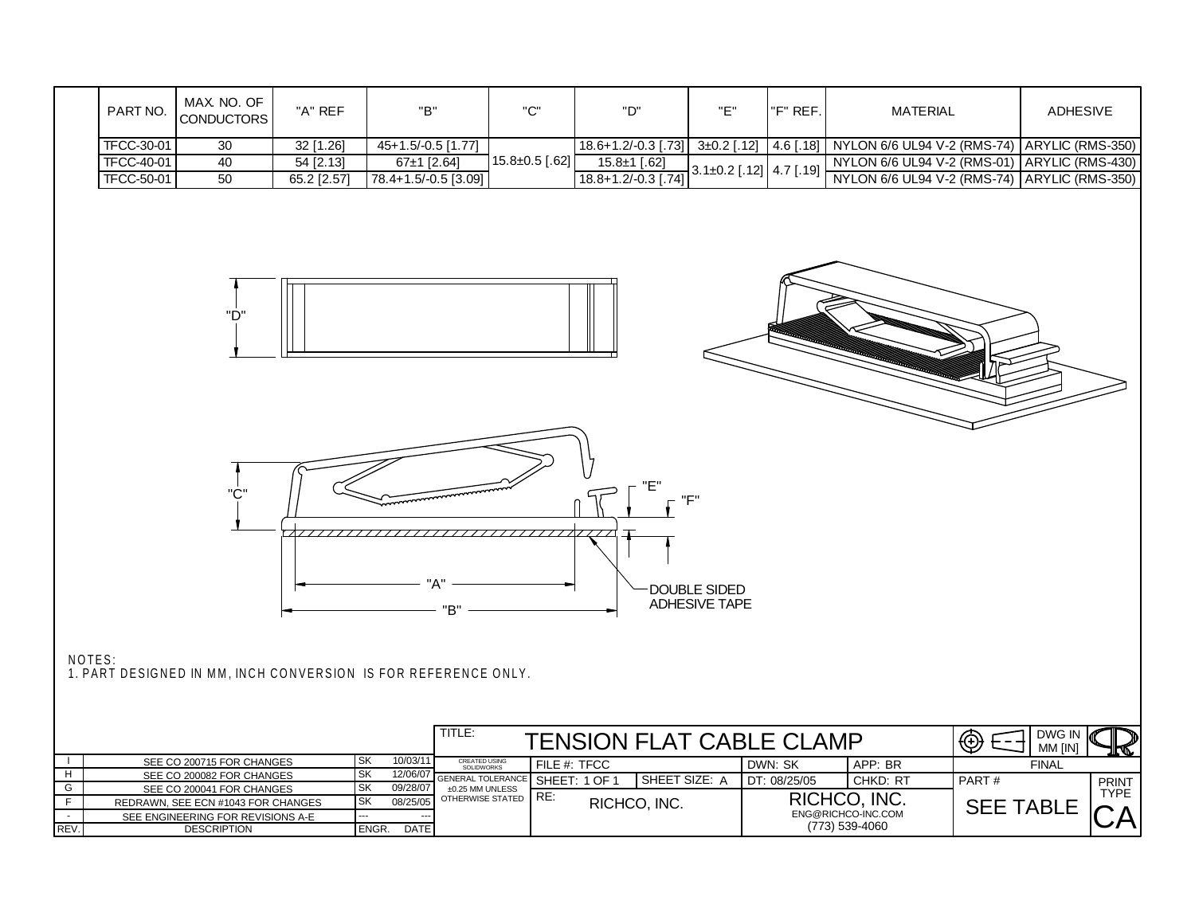| PART NO. | MAX. NO. OF CONDUCTORS | "A" REF | "B" | "C" | "D" | "E" | "F" REF. | MATERIAL | ADHESIVE |
|---|---|---|---|---|---|---|---|---|---|
| TFCC-30-01 | 30 | 32 [1.26] | 45+1.5/-0.5 [1.77] | 15.8±0.5 [.62] | 18.6+1.2/-0.3 [.73] | 3±0.2 [.12] | 4.6 [.18] | NYLON 6/6 UL94 V-2 (RMS-74) | ARYLIC (RMS-350) |
| TFCC-40-01 | 40 | 54 [2.13] | 67±1 [2.64] | | 15.8±1 [.62] | 3.1±0.2 [.12] | 4.7 [.19] | NYLON 6/6 UL94 V-2 (RMS-01) | ARYLIC (RMS-430) |
| TFCC-50-01 | 50 | 65.2 [2.57] | 78.4+1.5/-0.5 [3.09] | | 18.8+1.2/-0.3 [.74] | | | NYLON 6/6 UL94 V-2 (RMS-74) | ARYLIC (RMS-350) |

"D"

"C"

"E"

"F"

"A"

"B"

DOUBLE SIDED ADHESIVE TAPE

NOTES:
1. PART DESIGNED IN MM, INCH CONVERSION IS FOR REFERENCE ONLY.

TITLE: TENSION FLAT CABLE CLAMP

| REV. | DESCRIPTION | ENGR. | DATE |
|---|---|---|---|
| I | SEE CO 200715 FOR CHANGES | SK | 10/03/11 |
| H | SEE CO 200082 FOR CHANGES | SK | 12/06/07 |
| G | SEE CO 200041 FOR CHANGES | SK | 09/28/07 |
| F | REDRAWN, SEE ECN #1043 FOR CHANGES | SK | 08/25/05 |
| - | SEE ENGINEERING FOR REVISIONS A-E | --- | --- |

CREATED USING SOLIDWORKS

GENERAL TOLERANCE ±0.25 MM UNLESS OTHERWISE STATED

FILE #: TFCC

SHEET: 1 OF 1 | SHEET SIZE: A

RE: RICHCO, INC.

DWN: SK | APP: BR

DT: 08/25/05 | CHKD: RT

RICHCO, INC.
ENG@RICHCO-INC.COM
(773) 539-4060

DWG IN MM [IN]

FINAL

PART #
SEE TABLE

PRINT TYPE
CA